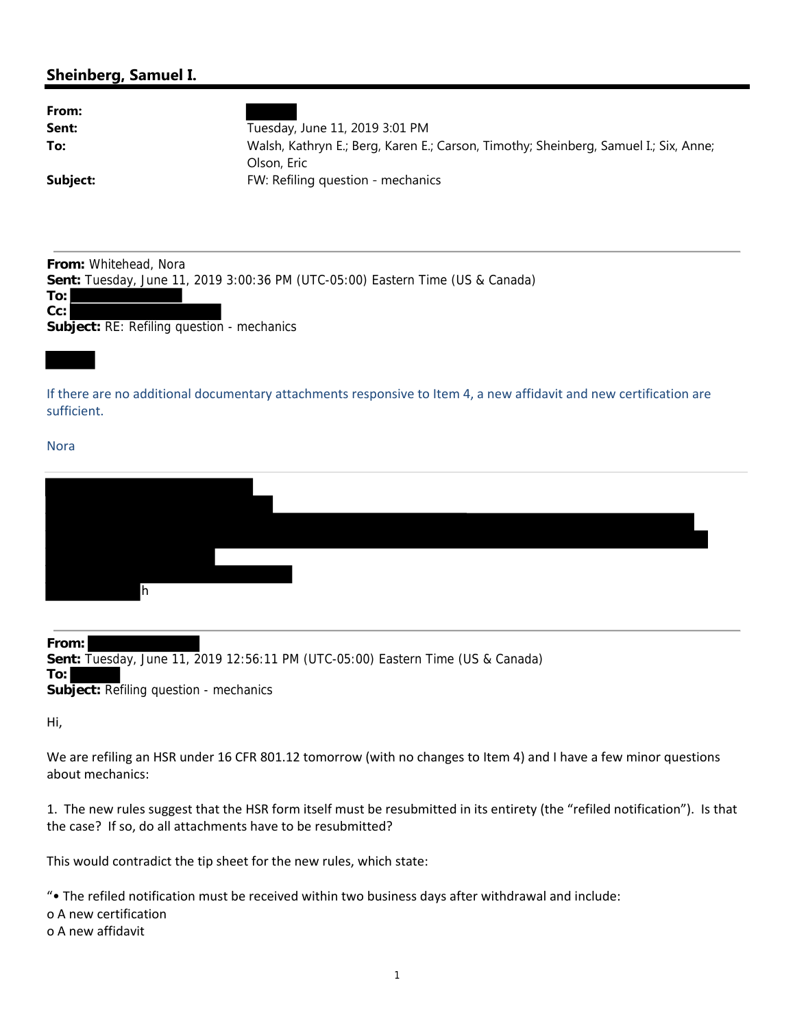## Sheinberg, Samuel I.

**From:**
**Sent:** Tuesday, June 11, 2019 3:01 PM
**To:** Walsh, Kathryn E.; Berg, Karen E.; Carson, Timothy; Sheinberg, Samuel I.; Six, Anne; Olson, Eric
**Subject:** FW: Refiling question - mechanics

---

**From:** Whitehead, Nora
**Sent:** Tuesday, June 11, 2019 3:00:36 PM (UTC-05:00) Eastern Time (US & Canada)
**To:**
**Cc:**
**Subject:** RE: Refiling question - mechanics

If there are no additional documentary attachments responsive to Item 4, a new affidavit and new certification are sufficient.

Nora

---

h

---

**From:**
**Sent:** Tuesday, June 11, 2019 12:56:11 PM (UTC-05:00) Eastern Time (US & Canada)
**To:**
**Subject:** Refiling question - mechanics

Hi,

We are refiling an HSR under 16 CFR 801.12 tomorrow (with no changes to Item 4) and I have a few minor questions about mechanics:

1. The new rules suggest that the HSR form itself must be resubmitted in its entirety (the "refiled notification"). Is that the case? If so, do all attachments have to be resubmitted?

This would contradict the tip sheet for the new rules, which state:

"• The refiled notification must be received within two business days after withdrawal and include:
o A new certification
o A new affidavit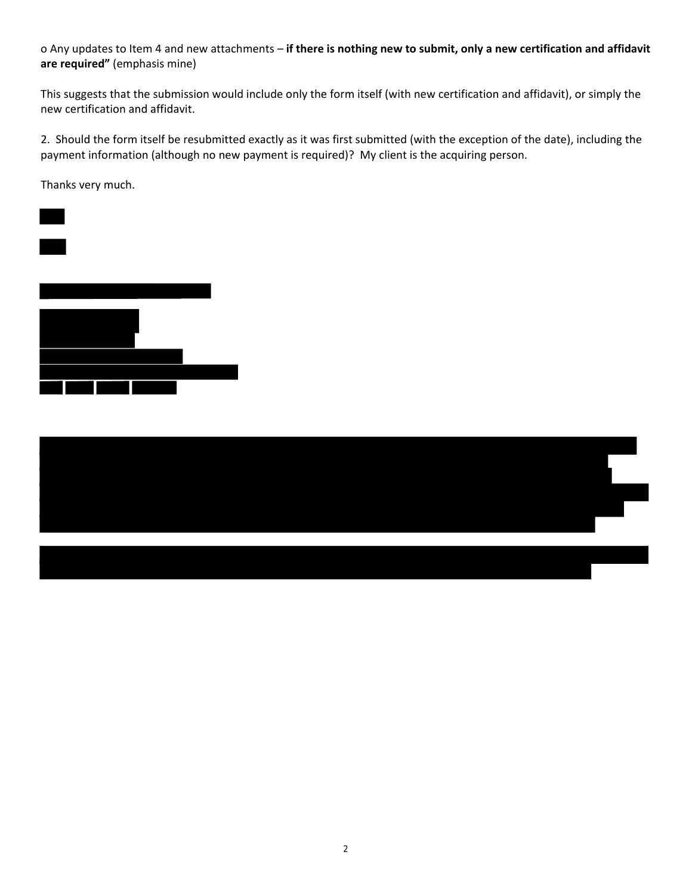o Any updates to Item 4 and new attachments – **if there is nothing new to submit, only a new certification and affidavit are required"** (emphasis mine)

This suggests that the submission would include only the form itself (with new certification and affidavit), or simply the new certification and affidavit.

2. Should the form itself be resubmitted exactly as it was first submitted (with the exception of the date), including the payment information (although no new payment is required)? My client is the acquiring person.

Thanks very much.